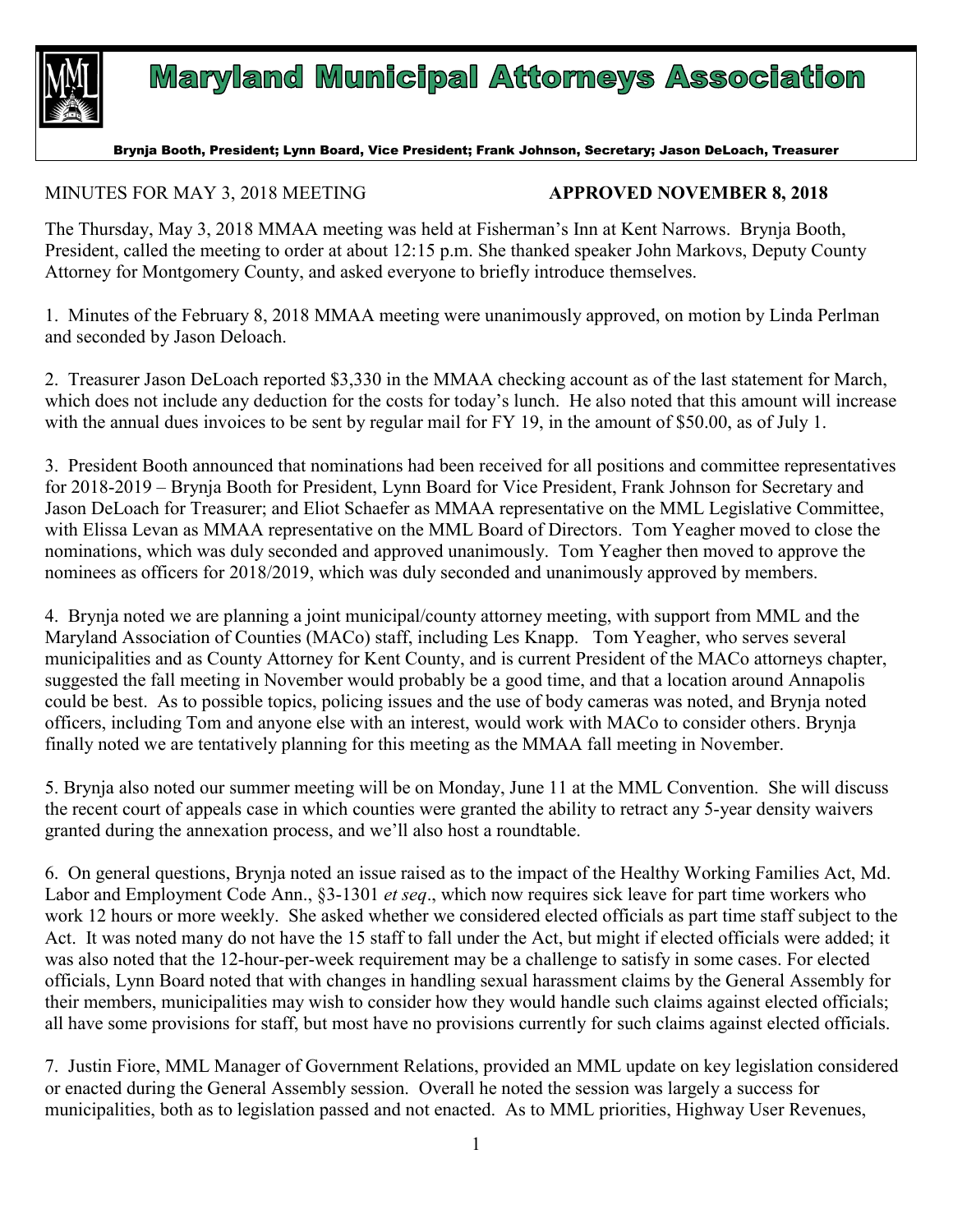# Maryland Municipal Attorneys Association

Brynja Booth, President; Lynn Board, Vice President; Frank Johnson, Secretary; Jason DeLoach, Treasurer

MINUTES FOR MAY 3, 2018 MEETING **APPROVED NOVEMBER 8, 2018**

The Thursday, May 3, 2018 MMAA meeting was held at Fisherman's Inn at Kent Narrows. Brynja Booth, President, called the meeting to order at about 12:15 p.m. She thanked speaker John Markovs, Deputy County Attorney for Montgomery County, and asked everyone to briefly introduce themselves.

1. Minutes of the February 8, 2018 MMAA meeting were unanimously approved, on motion by Linda Perlman and seconded by Jason Deloach.

2. Treasurer Jason DeLoach reported $3,330 in the MMAA checking account as of the last statement for March, which does not include any deduction for the costs for today's lunch. He also noted that this amount will increase with the annual dues invoices to be sent by regular mail for FY 19, in the amount of $50.00, as of July 1.

3. President Booth announced that nominations had been received for all positions and committee representatives for 2018-2019 – Brynja Booth for President, Lynn Board for Vice President, Frank Johnson for Secretary and Jason DeLoach for Treasurer; and Eliot Schaefer as MMAA representative on the MML Legislative Committee, with Elissa Levan as MMAA representative on the MML Board of Directors. Tom Yeagher moved to close the nominations, which was duly seconded and approved unanimously. Tom Yeagher then moved to approve the nominees as officers for 2018/2019, which was duly seconded and unanimously approved by members.

4. Brynja noted we are planning a joint municipal/county attorney meeting, with support from MML and the Maryland Association of Counties (MACo) staff, including Les Knapp. Tom Yeagher, who serves several municipalities and as County Attorney for Kent County, and is current President of the MACo attorneys chapter, suggested the fall meeting in November would probably be a good time, and that a location around Annapolis could be best. As to possible topics, policing issues and the use of body cameras was noted, and Brynja noted officers, including Tom and anyone else with an interest, would work with MACo to consider others. Brynja finally noted we are tentatively planning for this meeting as the MMAA fall meeting in November.

5. Brynja also noted our summer meeting will be on Monday, June 11 at the MML Convention. She will discuss the recent court of appeals case in which counties were granted the ability to retract any 5-year density waivers granted during the annexation process, and we'll also host a roundtable.

6. On general questions, Brynja noted an issue raised as to the impact of the Healthy Working Families Act, Md. Labor and Employment Code Ann., §3-1301 *et seq*., which now requires sick leave for part time workers who work 12 hours or more weekly. She asked whether we considered elected officials as part time staff subject to the Act. It was noted many do not have the 15 staff to fall under the Act, but might if elected officials were added; it was also noted that the 12-hour-per-week requirement may be a challenge to satisfy in some cases. For elected officials, Lynn Board noted that with changes in handling sexual harassment claims by the General Assembly for their members, municipalities may wish to consider how they would handle such claims against elected officials; all have some provisions for staff, but most have no provisions currently for such claims against elected officials.

7. Justin Fiore, MML Manager of Government Relations, provided an MML update on key legislation considered or enacted during the General Assembly session. Overall he noted the session was largely a success for municipalities, both as to legislation passed and not enacted. As to MML priorities, Highway User Revenues,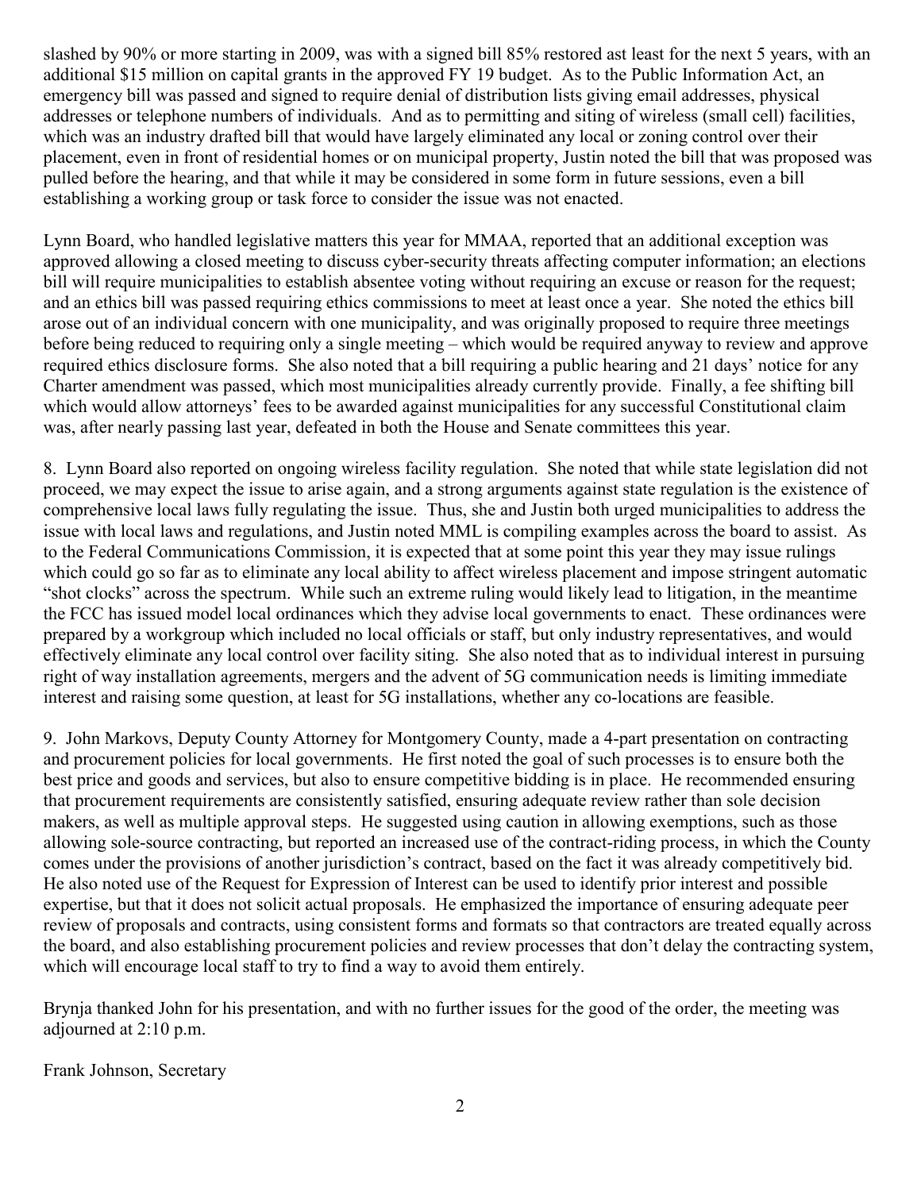slashed by 90% or more starting in 2009, was with a signed bill 85% restored ast least for the next 5 years, with an additional $15 million on capital grants in the approved FY 19 budget. As to the Public Information Act, an emergency bill was passed and signed to require denial of distribution lists giving email addresses, physical addresses or telephone numbers of individuals. And as to permitting and siting of wireless (small cell) facilities, which was an industry drafted bill that would have largely eliminated any local or zoning control over their placement, even in front of residential homes or on municipal property, Justin noted the bill that was proposed was pulled before the hearing, and that while it may be considered in some form in future sessions, even a bill establishing a working group or task force to consider the issue was not enacted.

Lynn Board, who handled legislative matters this year for MMAA, reported that an additional exception was approved allowing a closed meeting to discuss cyber-security threats affecting computer information; an elections bill will require municipalities to establish absentee voting without requiring an excuse or reason for the request; and an ethics bill was passed requiring ethics commissions to meet at least once a year. She noted the ethics bill arose out of an individual concern with one municipality, and was originally proposed to require three meetings before being reduced to requiring only a single meeting – which would be required anyway to review and approve required ethics disclosure forms. She also noted that a bill requiring a public hearing and 21 days' notice for any Charter amendment was passed, which most municipalities already currently provide. Finally, a fee shifting bill which would allow attorneys' fees to be awarded against municipalities for any successful Constitutional claim was, after nearly passing last year, defeated in both the House and Senate committees this year.

8. Lynn Board also reported on ongoing wireless facility regulation. She noted that while state legislation did not proceed, we may expect the issue to arise again, and a strong arguments against state regulation is the existence of comprehensive local laws fully regulating the issue. Thus, she and Justin both urged municipalities to address the issue with local laws and regulations, and Justin noted MML is compiling examples across the board to assist. As to the Federal Communications Commission, it is expected that at some point this year they may issue rulings which could go so far as to eliminate any local ability to affect wireless placement and impose stringent automatic "shot clocks" across the spectrum. While such an extreme ruling would likely lead to litigation, in the meantime the FCC has issued model local ordinances which they advise local governments to enact. These ordinances were prepared by a workgroup which included no local officials or staff, but only industry representatives, and would effectively eliminate any local control over facility siting. She also noted that as to individual interest in pursuing right of way installation agreements, mergers and the advent of 5G communication needs is limiting immediate interest and raising some question, at least for 5G installations, whether any co-locations are feasible.

9. John Markovs, Deputy County Attorney for Montgomery County, made a 4-part presentation on contracting and procurement policies for local governments. He first noted the goal of such processes is to ensure both the best price and goods and services, but also to ensure competitive bidding is in place. He recommended ensuring that procurement requirements are consistently satisfied, ensuring adequate review rather than sole decision makers, as well as multiple approval steps. He suggested using caution in allowing exemptions, such as those allowing sole-source contracting, but reported an increased use of the contract-riding process, in which the County comes under the provisions of another jurisdiction's contract, based on the fact it was already competitively bid. He also noted use of the Request for Expression of Interest can be used to identify prior interest and possible expertise, but that it does not solicit actual proposals. He emphasized the importance of ensuring adequate peer review of proposals and contracts, using consistent forms and formats so that contractors are treated equally across the board, and also establishing procurement policies and review processes that don't delay the contracting system, which will encourage local staff to try to find a way to avoid them entirely.

Brynja thanked John for his presentation, and with no further issues for the good of the order, the meeting was adjourned at 2:10 p.m.

Frank Johnson, Secretary